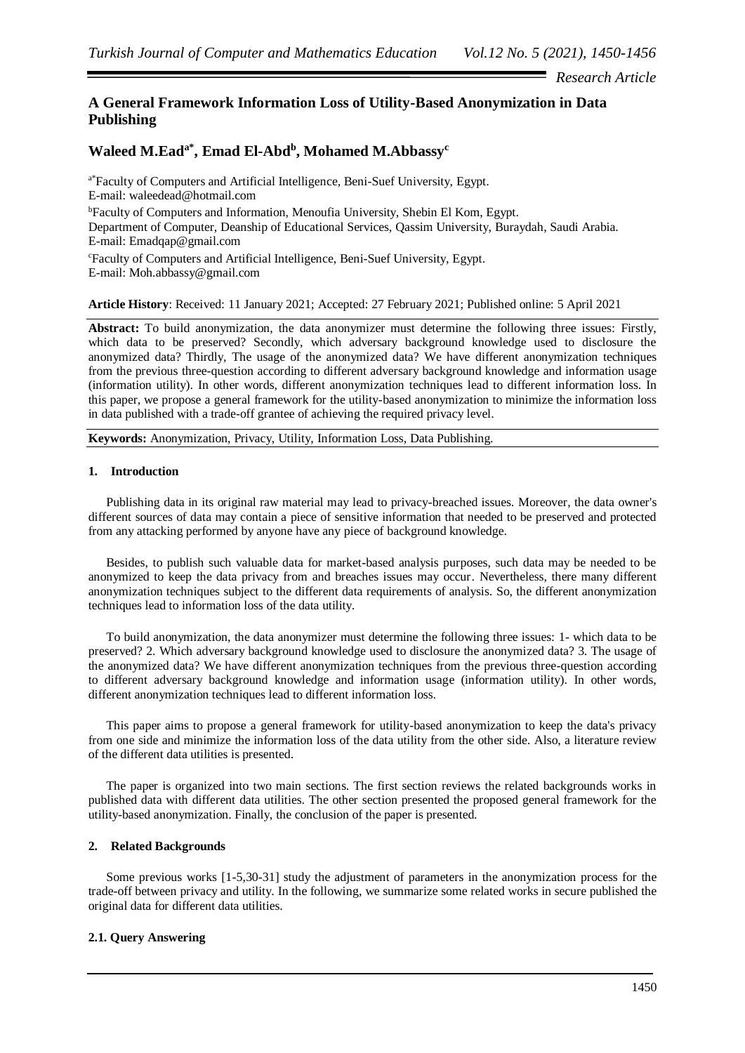*Research Article*

# A General Framework Information Loss of Utility-Based Anonymization in Data Publishing

**Waleed M.Ead[a*], Emad El-Abd[b], Mohamed M.Abbassy[c]**

[a*]Faculty of Computers and Artificial Intelligence, Beni-Suef University, Egypt.
E-mail: waleedead@hotmail.com

[b]Faculty of Computers and Information, Menoufia University, Shebin El Kom, Egypt.
Department of Computer, Deanship of Educational Services, Qassim University, Buraydah, Saudi Arabia.
E-mail: Emadqap@gmail.com

[c]Faculty of Computers and Artificial Intelligence, Beni-Suef University, Egypt.
E-mail: Moh.abbassy@gmail.com

**Article History**: Received: 11 January 2021; Accepted: 27 February 2021; Published online: 5 April 2021

**Abstract:** To build anonymization, the data anonymizer must determine the following three issues: Firstly, which data to be preserved? Secondly, which adversary background knowledge used to disclosure the anonymized data? Thirdly, The usage of the anonymized data? We have different anonymization techniques from the previous three-question according to different adversary background knowledge and information usage (information utility). In other words, different anonymization techniques lead to different information loss. In this paper, we propose a general framework for the utility-based anonymization to minimize the information loss in data published with a trade-off grantee of achieving the required privacy level.

**Keywords:** Anonymization, Privacy, Utility, Information Loss, Data Publishing.

## 1. Introduction

Publishing data in its original raw material may lead to privacy-breached issues. Moreover, the data owner's different sources of data may contain a piece of sensitive information that needed to be preserved and protected from any attacking performed by anyone have any piece of background knowledge.

Besides, to publish such valuable data for market-based analysis purposes, such data may be needed to be anonymized to keep the data privacy from and breaches issues may occur. Nevertheless, there many different anonymization techniques subject to the different data requirements of analysis. So, the different anonymization techniques lead to information loss of the data utility.

To build anonymization, the data anonymizer must determine the following three issues: 1- which data to be preserved? 2. Which adversary background knowledge used to disclosure the anonymized data? 3. The usage of the anonymized data? We have different anonymization techniques from the previous three-question according to different adversary background knowledge and information usage (information utility). In other words, different anonymization techniques lead to different information loss.

This paper aims to propose a general framework for utility-based anonymization to keep the data's privacy from one side and minimize the information loss of the data utility from the other side. Also, a literature review of the different data utilities is presented.

The paper is organized into two main sections. The first section reviews the related backgrounds works in published data with different data utilities. The other section presented the proposed general framework for the utility-based anonymization. Finally, the conclusion of the paper is presented.

## 2. Related Backgrounds

Some previous works [1-5,30-31] study the adjustment of parameters in the anonymization process for the trade-off between privacy and utility. In the following, we summarize some related works in secure published the original data for different data utilities.

### 2.1. Query Answering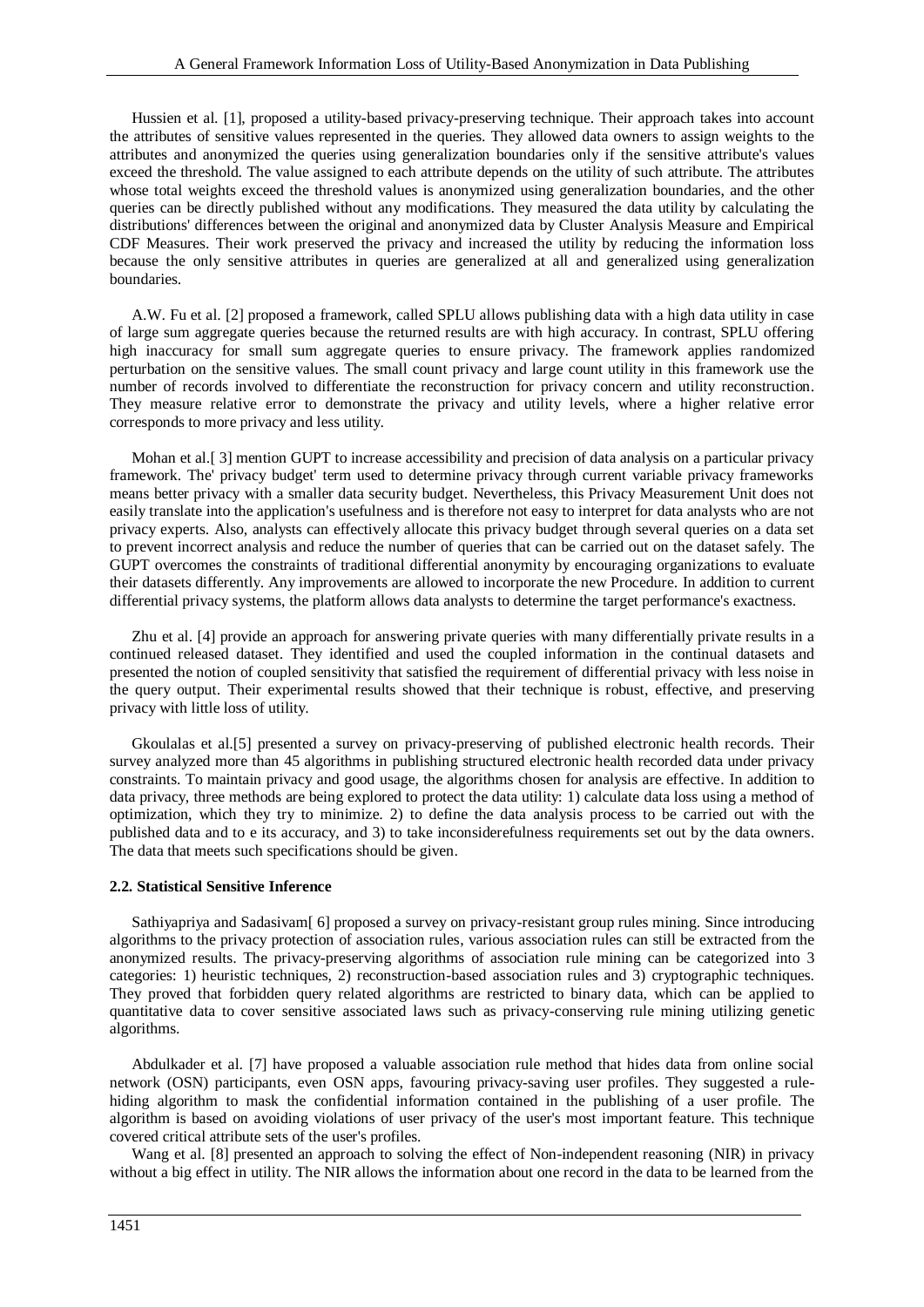Hussien et al. [1], proposed a utility-based privacy-preserving technique. Their approach takes into account the attributes of sensitive values represented in the queries. They allowed data owners to assign weights to the attributes and anonymized the queries using generalization boundaries only if the sensitive attribute's values exceed the threshold. The value assigned to each attribute depends on the utility of such attribute. The attributes whose total weights exceed the threshold values is anonymized using generalization boundaries, and the other queries can be directly published without any modifications. They measured the data utility by calculating the distributions' differences between the original and anonymized data by Cluster Analysis Measure and Empirical CDF Measures. Their work preserved the privacy and increased the utility by reducing the information loss because the only sensitive attributes in queries are generalized at all and generalized using generalization boundaries.

A.W. Fu et al. [2] proposed a framework, called SPLU allows publishing data with a high data utility in case of large sum aggregate queries because the returned results are with high accuracy. In contrast, SPLU offering high inaccuracy for small sum aggregate queries to ensure privacy. The framework applies randomized perturbation on the sensitive values. The small count privacy and large count utility in this framework use the number of records involved to differentiate the reconstruction for privacy concern and utility reconstruction. They measure relative error to demonstrate the privacy and utility levels, where a higher relative error corresponds to more privacy and less utility.

Mohan et al.[ 3] mention GUPT to increase accessibility and precision of data analysis on a particular privacy framework. The' privacy budget' term used to determine privacy through current variable privacy frameworks means better privacy with a smaller data security budget. Nevertheless, this Privacy Measurement Unit does not easily translate into the application's usefulness and is therefore not easy to interpret for data analysts who are not privacy experts. Also, analysts can effectively allocate this privacy budget through several queries on a data set to prevent incorrect analysis and reduce the number of queries that can be carried out on the dataset safely. The GUPT overcomes the constraints of traditional differential anonymity by encouraging organizations to evaluate their datasets differently. Any improvements are allowed to incorporate the new Procedure. In addition to current differential privacy systems, the platform allows data analysts to determine the target performance's exactness.

Zhu et al. [4] provide an approach for answering private queries with many differentially private results in a continued released dataset. They identified and used the coupled information in the continual datasets and presented the notion of coupled sensitivity that satisfied the requirement of differential privacy with less noise in the query output. Their experimental results showed that their technique is robust, effective, and preserving privacy with little loss of utility.

Gkoulalas et al.[5] presented a survey on privacy-preserving of published electronic health records. Their survey analyzed more than 45 algorithms in publishing structured electronic health recorded data under privacy constraints. To maintain privacy and good usage, the algorithms chosen for analysis are effective. In addition to data privacy, three methods are being explored to protect the data utility: 1) calculate data loss using a method of optimization, which they try to minimize. 2) to define the data analysis process to be carried out with the published data and to e its accuracy, and 3) to take inconsiderefulness requirements set out by the data owners. The data that meets such specifications should be given.

### 2.2. Statistical Sensitive Inference

Sathiyapriya and Sadasivam[ 6] proposed a survey on privacy-resistant group rules mining. Since introducing algorithms to the privacy protection of association rules, various association rules can still be extracted from the anonymized results. The privacy-preserving algorithms of association rule mining can be categorized into 3 categories: 1) heuristic techniques, 2) reconstruction-based association rules and 3) cryptographic techniques. They proved that forbidden query related algorithms are restricted to binary data, which can be applied to quantitative data to cover sensitive associated laws such as privacy-conserving rule mining utilizing genetic algorithms.

Abdulkader et al. [7] have proposed a valuable association rule method that hides data from online social network (OSN) participants, even OSN apps, favouring privacy-saving user profiles. They suggested a rule-hiding algorithm to mask the confidential information contained in the publishing of a user profile. The algorithm is based on avoiding violations of user privacy of the user's most important feature. This technique covered critical attribute sets of the user's profiles.

Wang et al. [8] presented an approach to solving the effect of Non-independent reasoning (NIR) in privacy without a big effect in utility. The NIR allows the information about one record in the data to be learned from the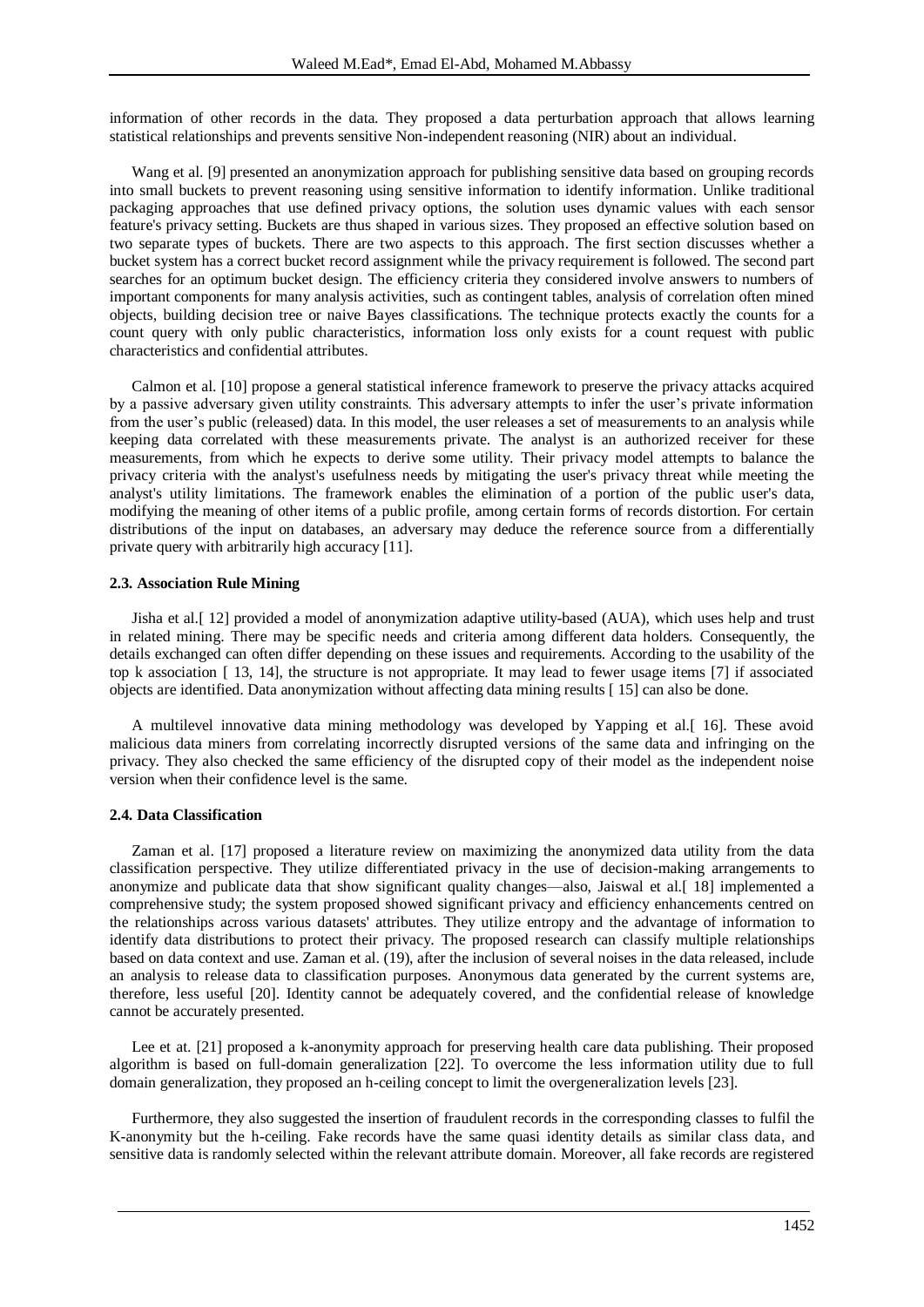information of other records in the data. They proposed a data perturbation approach that allows learning statistical relationships and prevents sensitive Non-independent reasoning (NIR) about an individual.

Wang et al. [9] presented an anonymization approach for publishing sensitive data based on grouping records into small buckets to prevent reasoning using sensitive information to identify information. Unlike traditional packaging approaches that use defined privacy options, the solution uses dynamic values with each sensor feature's privacy setting. Buckets are thus shaped in various sizes. They proposed an effective solution based on two separate types of buckets. There are two aspects to this approach. The first section discusses whether a bucket system has a correct bucket record assignment while the privacy requirement is followed. The second part searches for an optimum bucket design. The efficiency criteria they considered involve answers to numbers of important components for many analysis activities, such as contingent tables, analysis of correlation often mined objects, building decision tree or naive Bayes classifications. The technique protects exactly the counts for a count query with only public characteristics, information loss only exists for a count request with public characteristics and confidential attributes.

Calmon et al. [10] propose a general statistical inference framework to preserve the privacy attacks acquired by a passive adversary given utility constraints. This adversary attempts to infer the user's private information from the user's public (released) data. In this model, the user releases a set of measurements to an analysis while keeping data correlated with these measurements private. The analyst is an authorized receiver for these measurements, from which he expects to derive some utility. Their privacy model attempts to balance the privacy criteria with the analyst's usefulness needs by mitigating the user's privacy threat while meeting the analyst's utility limitations. The framework enables the elimination of a portion of the public user's data, modifying the meaning of other items of a public profile, among certain forms of records distortion. For certain distributions of the input on databases, an adversary may deduce the reference source from a differentially private query with arbitrarily high accuracy [11].

### 2.3. Association Rule Mining

Jisha et al.[ 12] provided a model of anonymization adaptive utility-based (AUA), which uses help and trust in related mining. There may be specific needs and criteria among different data holders. Consequently, the details exchanged can often differ depending on these issues and requirements. According to the usability of the top k association [ 13, 14], the structure is not appropriate. It may lead to fewer usage items [7] if associated objects are identified. Data anonymization without affecting data mining results [ 15] can also be done.

A multilevel innovative data mining methodology was developed by Yapping et al.[ 16]. These avoid malicious data miners from correlating incorrectly disrupted versions of the same data and infringing on the privacy. They also checked the same efficiency of the disrupted copy of their model as the independent noise version when their confidence level is the same.

### 2.4. Data Classification

Zaman et al. [17] proposed a literature review on maximizing the anonymized data utility from the data classification perspective. They utilize differentiated privacy in the use of decision-making arrangements to anonymize and publicate data that show significant quality changes—also, Jaiswal et al.[ 18] implemented a comprehensive study; the system proposed showed significant privacy and efficiency enhancements centred on the relationships across various datasets' attributes. They utilize entropy and the advantage of information to identify data distributions to protect their privacy. The proposed research can classify multiple relationships based on data context and use. Zaman et al. (19), after the inclusion of several noises in the data released, include an analysis to release data to classification purposes. Anonymous data generated by the current systems are, therefore, less useful [20]. Identity cannot be adequately covered, and the confidential release of knowledge cannot be accurately presented.

Lee et at. [21] proposed a k-anonymity approach for preserving health care data publishing. Their proposed algorithm is based on full-domain generalization [22]. To overcome the less information utility due to full domain generalization, they proposed an h-ceiling concept to limit the overgeneralization levels [23].

Furthermore, they also suggested the insertion of fraudulent records in the corresponding classes to fulfil the K-anonymity but the h-ceiling. Fake records have the same quasi identity details as similar class data, and sensitive data is randomly selected within the relevant attribute domain. Moreover, all fake records are registered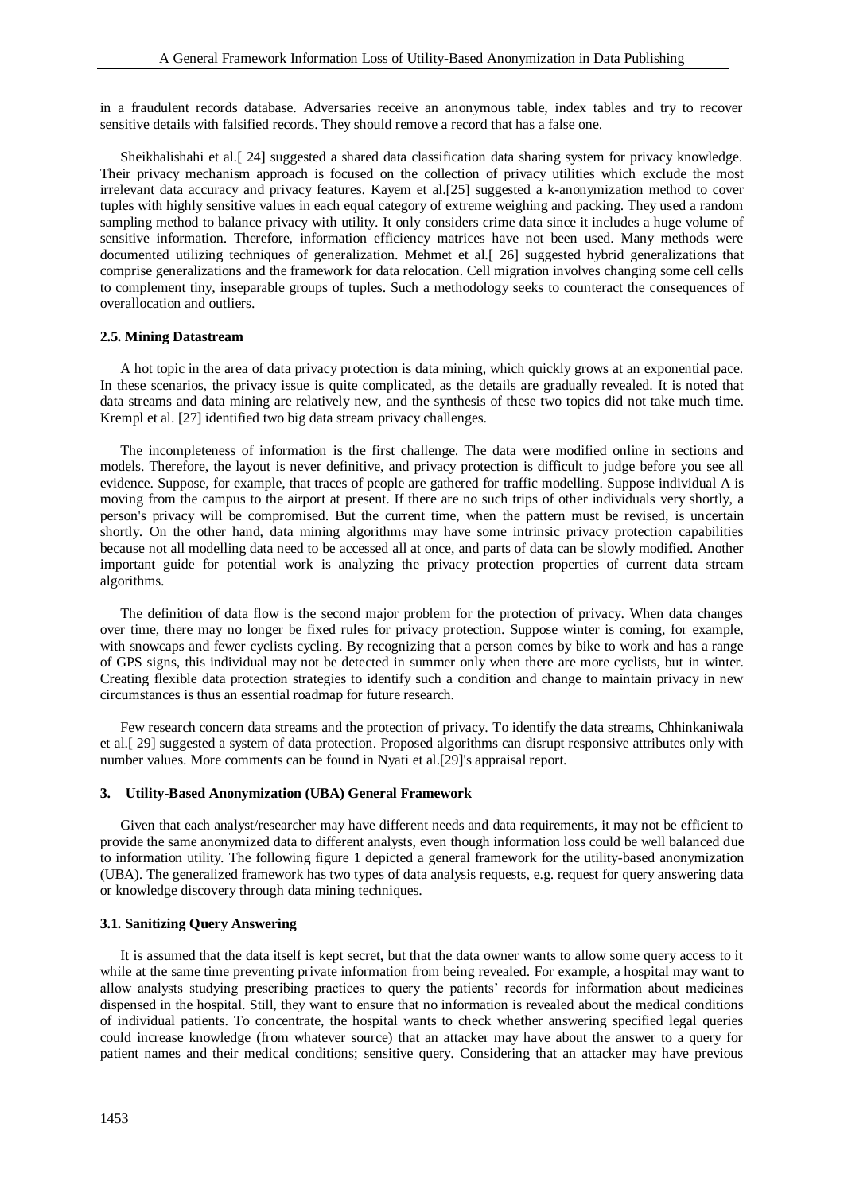in a fraudulent records database. Adversaries receive an anonymous table, index tables and try to recover sensitive details with falsified records. They should remove a record that has a false one.

Sheikhalishahi et al.[ 24] suggested a shared data classification data sharing system for privacy knowledge. Their privacy mechanism approach is focused on the collection of privacy utilities which exclude the most irrelevant data accuracy and privacy features. Kayem et al.[25] suggested a k-anonymization method to cover tuples with highly sensitive values in each equal category of extreme weighing and packing. They used a random sampling method to balance privacy with utility. It only considers crime data since it includes a huge volume of sensitive information. Therefore, information efficiency matrices have not been used. Many methods were documented utilizing techniques of generalization. Mehmet et al.[ 26] suggested hybrid generalizations that comprise generalizations and the framework for data relocation. Cell migration involves changing some cell cells to complement tiny, inseparable groups of tuples. Such a methodology seeks to counteract the consequences of overallocation and outliers.

#### 2.5. Mining Datastream

A hot topic in the area of data privacy protection is data mining, which quickly grows at an exponential pace. In these scenarios, the privacy issue is quite complicated, as the details are gradually revealed. It is noted that data streams and data mining are relatively new, and the synthesis of these two topics did not take much time. Krempl et al. [27] identified two big data stream privacy challenges.

The incompleteness of information is the first challenge. The data were modified online in sections and models. Therefore, the layout is never definitive, and privacy protection is difficult to judge before you see all evidence. Suppose, for example, that traces of people are gathered for traffic modelling. Suppose individual A is moving from the campus to the airport at present. If there are no such trips of other individuals very shortly, a person's privacy will be compromised. But the current time, when the pattern must be revised, is uncertain shortly. On the other hand, data mining algorithms may have some intrinsic privacy protection capabilities because not all modelling data need to be accessed all at once, and parts of data can be slowly modified. Another important guide for potential work is analyzing the privacy protection properties of current data stream algorithms.

The definition of data flow is the second major problem for the protection of privacy. When data changes over time, there may no longer be fixed rules for privacy protection. Suppose winter is coming, for example, with snowcaps and fewer cyclists cycling. By recognizing that a person comes by bike to work and has a range of GPS signs, this individual may not be detected in summer only when there are more cyclists, but in winter. Creating flexible data protection strategies to identify such a condition and change to maintain privacy in new circumstances is thus an essential roadmap for future research.

Few research concern data streams and the protection of privacy. To identify the data streams, Chhinkaniwala et al.[ 29] suggested a system of data protection. Proposed algorithms can disrupt responsive attributes only with number values. More comments can be found in Nyati et al.[29]'s appraisal report.

### 3. Utility-Based Anonymization (UBA) General Framework

Given that each analyst/researcher may have different needs and data requirements, it may not be efficient to provide the same anonymized data to different analysts, even though information loss could be well balanced due to information utility. The following figure 1 depicted a general framework for the utility-based anonymization (UBA). The generalized framework has two types of data analysis requests, e.g. request for query answering data or knowledge discovery through data mining techniques.

#### 3.1. Sanitizing Query Answering

It is assumed that the data itself is kept secret, but that the data owner wants to allow some query access to it while at the same time preventing private information from being revealed. For example, a hospital may want to allow analysts studying prescribing practices to query the patients' records for information about medicines dispensed in the hospital. Still, they want to ensure that no information is revealed about the medical conditions of individual patients. To concentrate, the hospital wants to check whether answering specified legal queries could increase knowledge (from whatever source) that an attacker may have about the answer to a query for patient names and their medical conditions; sensitive query. Considering that an attacker may have previous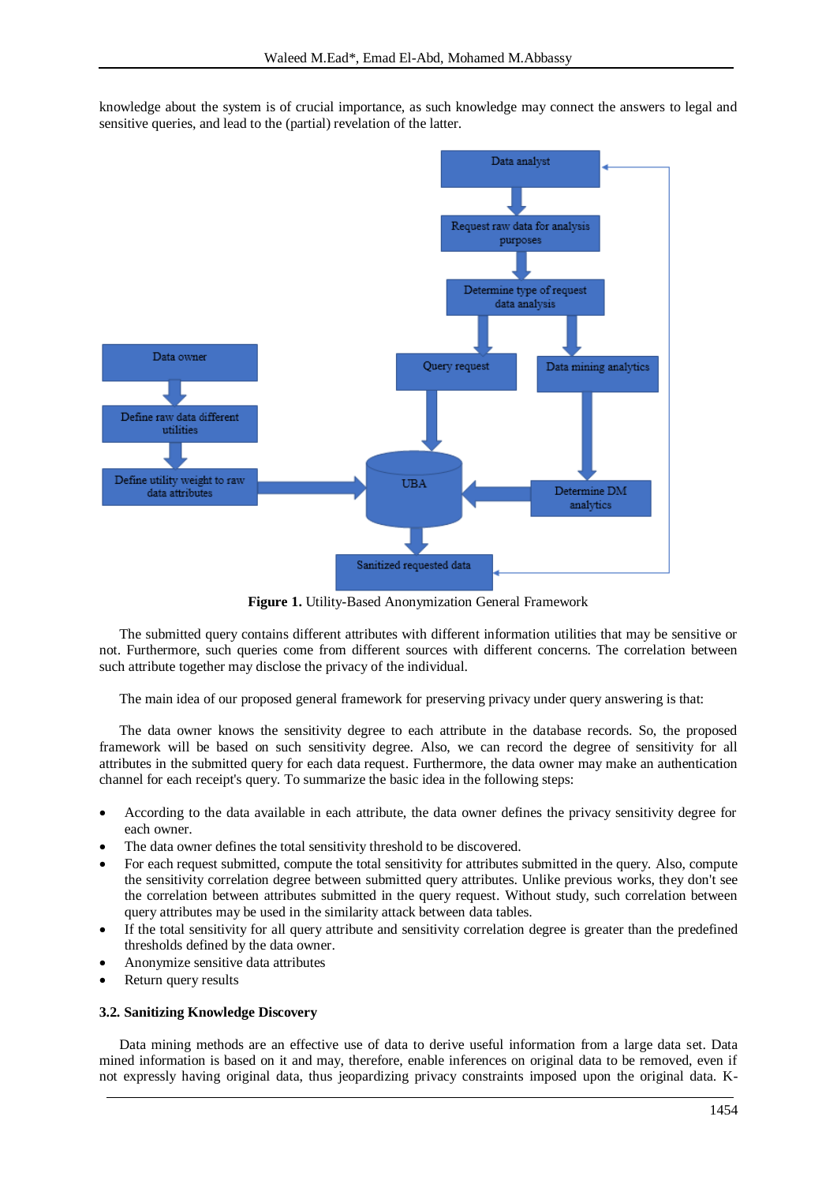knowledge about the system is of crucial importance, as such knowledge may connect the answers to legal and sensitive queries, and lead to the (partial) revelation of the latter.

**Figure 1.** Utility-Based Anonymization General Framework

The submitted query contains different attributes with different information utilities that may be sensitive or not. Furthermore, such queries come from different sources with different concerns. The correlation between such attribute together may disclose the privacy of the individual.

The main idea of our proposed general framework for preserving privacy under query answering is that:

The data owner knows the sensitivity degree to each attribute in the database records. So, the proposed framework will be based on such sensitivity degree. Also, we can record the degree of sensitivity for all attributes in the submitted query for each data request. Furthermore, the data owner may make an authentication channel for each receipt's query. To summarize the basic idea in the following steps:

- According to the data available in each attribute, the data owner defines the privacy sensitivity degree for each owner.
- The data owner defines the total sensitivity threshold to be discovered.
- For each request submitted, compute the total sensitivity for attributes submitted in the query. Also, compute the sensitivity correlation degree between submitted query attributes. Unlike previous works, they don't see the correlation between attributes submitted in the query request. Without study, such correlation between query attributes may be used in the similarity attack between data tables.
- If the total sensitivity for all query attribute and sensitivity correlation degree is greater than the predefined thresholds defined by the data owner.
- Anonymize sensitive data attributes
- Return query results

### 3.2. Sanitizing Knowledge Discovery

Data mining methods are an effective use of data to derive useful information from a large data set. Data mined information is based on it and may, therefore, enable inferences on original data to be removed, even if not expressly having original data, thus jeopardizing privacy constraints imposed upon the original data. K-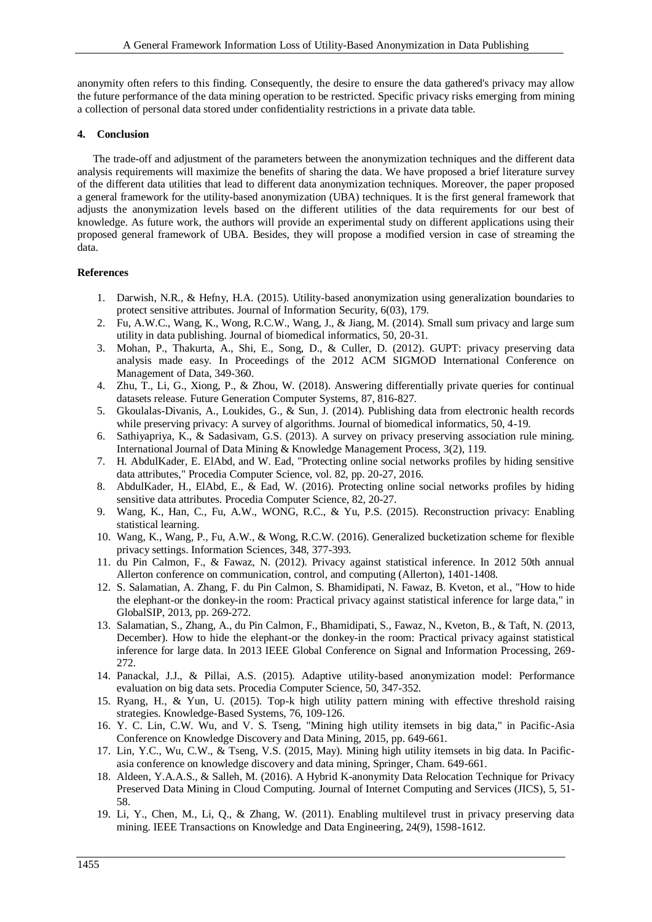anonymity often refers to this finding. Consequently, the desire to ensure the data gathered's privacy may allow the future performance of the data mining operation to be restricted. Specific privacy risks emerging from mining a collection of personal data stored under confidentiality restrictions in a private data table.

## 4. Conclusion

The trade-off and adjustment of the parameters between the anonymization techniques and the different data analysis requirements will maximize the benefits of sharing the data. We have proposed a brief literature survey of the different data utilities that lead to different data anonymization techniques. Moreover, the paper proposed a general framework for the utility-based anonymization (UBA) techniques. It is the first general framework that adjusts the anonymization levels based on the different utilities of the data requirements for our best of knowledge. As future work, the authors will provide an experimental study on different applications using their proposed general framework of UBA. Besides, they will propose a modified version in case of streaming the data.

## References

1. Darwish, N.R., & Hefny, H.A. (2015). Utility-based anonymization using generalization boundaries to protect sensitive attributes. Journal of Information Security, 6(03), 179.
2. Fu, A.W.C., Wang, K., Wong, R.C.W., Wang, J., & Jiang, M. (2014). Small sum privacy and large sum utility in data publishing. Journal of biomedical informatics, 50, 20-31.
3. Mohan, P., Thakurta, A., Shi, E., Song, D., & Culler, D. (2012). GUPT: privacy preserving data analysis made easy. In Proceedings of the 2012 ACM SIGMOD International Conference on Management of Data, 349-360.
4. Zhu, T., Li, G., Xiong, P., & Zhou, W. (2018). Answering differentially private queries for continual datasets release. Future Generation Computer Systems, 87, 816-827.
5. Gkoulalas-Divanis, A., Loukides, G., & Sun, J. (2014). Publishing data from electronic health records while preserving privacy: A survey of algorithms. Journal of biomedical informatics, 50, 4-19.
6. Sathiyapriya, K., & Sadasivam, G.S. (2013). A survey on privacy preserving association rule mining. International Journal of Data Mining & Knowledge Management Process, 3(2), 119.
7. H. AbdulKader, E. ElAbd, and W. Ead, "Protecting online social networks profiles by hiding sensitive data attributes," Procedia Computer Science, vol. 82, pp. 20-27, 2016.
8. AbdulKader, H., ElAbd, E., & Ead, W. (2016). Protecting online social networks profiles by hiding sensitive data attributes. Procedia Computer Science, 82, 20-27.
9. Wang, K., Han, C., Fu, A.W., WONG, R.C., & Yu, P.S. (2015). Reconstruction privacy: Enabling statistical learning.
10. Wang, K., Wang, P., Fu, A.W., & Wong, R.C.W. (2016). Generalized bucketization scheme for flexible privacy settings. Information Sciences, 348, 377-393.
11. du Pin Calmon, F., & Fawaz, N. (2012). Privacy against statistical inference. In 2012 50th annual Allerton conference on communication, control, and computing (Allerton), 1401-1408.
12. S. Salamatian, A. Zhang, F. du Pin Calmon, S. Bhamidipati, N. Fawaz, B. Kveton, et al., "How to hide the elephant-or the donkey-in the room: Practical privacy against statistical inference for large data," in GlobalSIP, 2013, pp. 269-272.
13. Salamatian, S., Zhang, A., du Pin Calmon, F., Bhamidipati, S., Fawaz, N., Kveton, B., & Taft, N. (2013, December). How to hide the elephant-or the donkey-in the room: Practical privacy against statistical inference for large data. In 2013 IEEE Global Conference on Signal and Information Processing, 269-272.
14. Panackal, J.J., & Pillai, A.S. (2015). Adaptive utility-based anonymization model: Performance evaluation on big data sets. Procedia Computer Science, 50, 347-352.
15. Ryang, H., & Yun, U. (2015). Top-k high utility pattern mining with effective threshold raising strategies. Knowledge-Based Systems, 76, 109-126.
16. Y. C. Lin, C.W. Wu, and V. S. Tseng, "Mining high utility itemsets in big data," in Pacific-Asia Conference on Knowledge Discovery and Data Mining, 2015, pp. 649-661.
17. Lin, Y.C., Wu, C.W., & Tseng, V.S. (2015, May). Mining high utility itemsets in big data. In Pacific-asia conference on knowledge discovery and data mining, Springer, Cham. 649-661.
18. Aldeen, Y.A.A.S., & Salleh, M. (2016). A Hybrid K-anonymity Data Relocation Technique for Privacy Preserved Data Mining in Cloud Computing. Journal of Internet Computing and Services (JICS), 5, 51-58.
19. Li, Y., Chen, M., Li, Q., & Zhang, W. (2011). Enabling multilevel trust in privacy preserving data mining. IEEE Transactions on Knowledge and Data Engineering, 24(9), 1598-1612.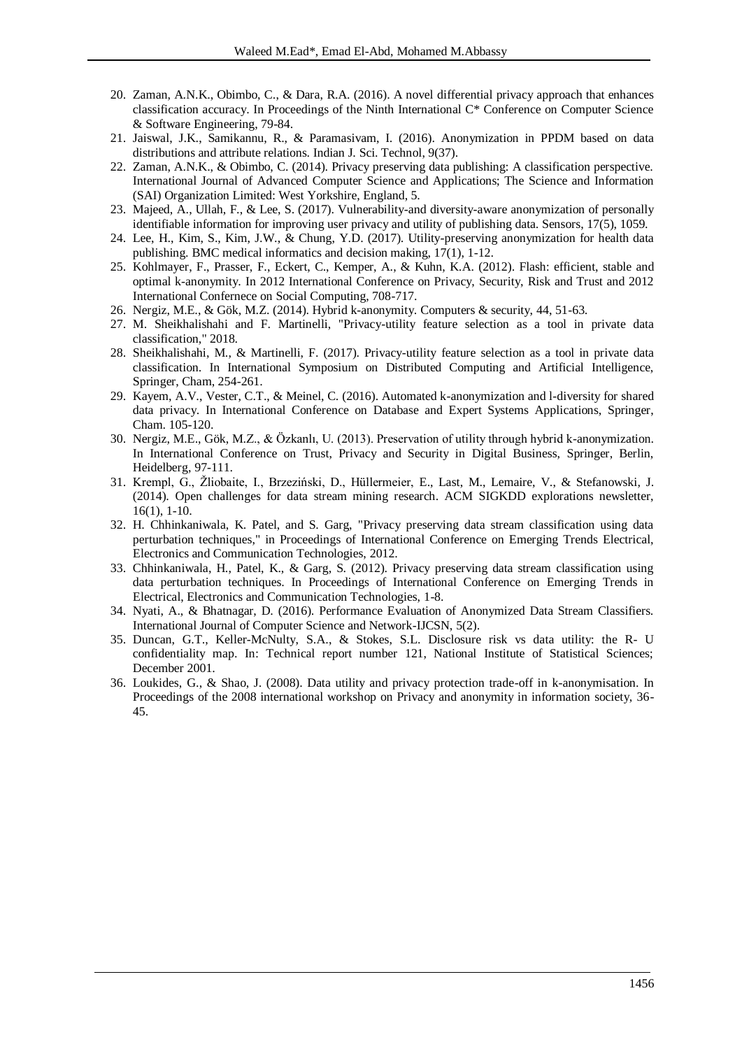20. Zaman, A.N.K., Obimbo, C., & Dara, R.A. (2016). A novel differential privacy approach that enhances classification accuracy. In Proceedings of the Ninth International C* Conference on Computer Science & Software Engineering, 79-84.
21. Jaiswal, J.K., Samikannu, R., & Paramasivam, I. (2016). Anonymization in PPDM based on data distributions and attribute relations. Indian J. Sci. Technol, 9(37).
22. Zaman, A.N.K., & Obimbo, C. (2014). Privacy preserving data publishing: A classification perspective. International Journal of Advanced Computer Science and Applications; The Science and Information (SAI) Organization Limited: West Yorkshire, England, 5.
23. Majeed, A., Ullah, F., & Lee, S. (2017). Vulnerability-and diversity-aware anonymization of personally identifiable information for improving user privacy and utility of publishing data. Sensors, 17(5), 1059.
24. Lee, H., Kim, S., Kim, J.W., & Chung, Y.D. (2017). Utility-preserving anonymization for health data publishing. BMC medical informatics and decision making, 17(1), 1-12.
25. Kohlmayer, F., Prasser, F., Eckert, C., Kemper, A., & Kuhn, K.A. (2012). Flash: efficient, stable and optimal k-anonymity. In 2012 International Conference on Privacy, Security, Risk and Trust and 2012 International Confernece on Social Computing, 708-717.
26. Nergiz, M.E., & Gök, M.Z. (2014). Hybrid k-anonymity. Computers & security, 44, 51-63.
27. M. Sheikhalishahi and F. Martinelli, "Privacy-utility feature selection as a tool in private data classification," 2018.
28. Sheikhalishahi, M., & Martinelli, F. (2017). Privacy-utility feature selection as a tool in private data classification. In International Symposium on Distributed Computing and Artificial Intelligence, Springer, Cham, 254-261.
29. Kayem, A.V., Vester, C.T., & Meinel, C. (2016). Automated k-anonymization and l-diversity for shared data privacy. In International Conference on Database and Expert Systems Applications, Springer, Cham. 105-120.
30. Nergiz, M.E., Gök, M.Z., & Özkanlı, U. (2013). Preservation of utility through hybrid k-anonymization. In International Conference on Trust, Privacy and Security in Digital Business, Springer, Berlin, Heidelberg, 97-111.
31. Krempl, G., Žliobaite, I., Brzeziński, D., Hüllermeier, E., Last, M., Lemaire, V., & Stefanowski, J. (2014). Open challenges for data stream mining research. ACM SIGKDD explorations newsletter, 16(1), 1-10.
32. H. Chhinkaniwala, K. Patel, and S. Garg, "Privacy preserving data stream classification using data perturbation techniques," in Proceedings of International Conference on Emerging Trends Electrical, Electronics and Communication Technologies, 2012.
33. Chhinkaniwala, H., Patel, K., & Garg, S. (2012). Privacy preserving data stream classification using data perturbation techniques. In Proceedings of International Conference on Emerging Trends in Electrical, Electronics and Communication Technologies, 1-8.
34. Nyati, A., & Bhatnagar, D. (2016). Performance Evaluation of Anonymized Data Stream Classifiers. International Journal of Computer Science and Network-IJCSN, 5(2).
35. Duncan, G.T., Keller-McNulty, S.A., & Stokes, S.L. Disclosure risk vs data utility: the R- U confidentiality map. In: Technical report number 121, National Institute of Statistical Sciences; December 2001.
36. Loukides, G., & Shao, J. (2008). Data utility and privacy protection trade-off in k-anonymisation. In Proceedings of the 2008 international workshop on Privacy and anonymity in information society, 36-45.